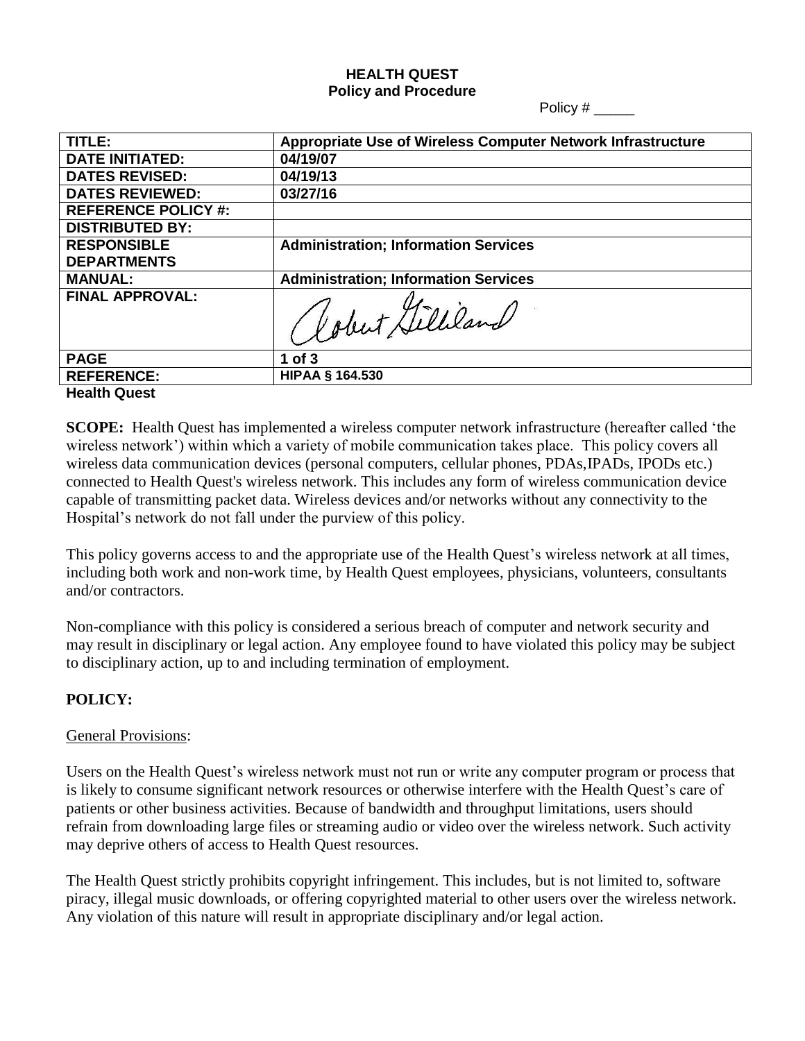**HEALTH QUEST**
**Policy and Procedure**

Policy # _____

| TITLE: | Appropriate Use of Wireless Computer Network Infrastructure |
|---|---|
| DATE INITIATED: | 04/19/07 |
| DATES REVISED: | 04/19/13 |
| DATES REVIEWED: | 03/27/16 |
| REFERENCE POLICY #: | |
| DISTRIBUTED BY: | |
| RESPONSIBLE DEPARTMENTS | Administration; Information Services |
| MANUAL: | Administration; Information Services |
| FINAL APPROVAL: | Robert Gilliland |
| PAGE | 1 of 3 |
| REFERENCE: | HIPAA § 164.530 |

**Health Quest**

**SCOPE:** Health Quest has implemented a wireless computer network infrastructure (hereafter called 'the wireless network') within which a variety of mobile communication takes place. This policy covers all wireless data communication devices (personal computers, cellular phones, PDAs,IPADs, IPODs etc.) connected to Health Quest's wireless network. This includes any form of wireless communication device capable of transmitting packet data. Wireless devices and/or networks without any connectivity to the Hospital's network do not fall under the purview of this policy.

This policy governs access to and the appropriate use of the Health Quest's wireless network at all times, including both work and non-work time, by Health Quest employees, physicians, volunteers, consultants and/or contractors.

Non-compliance with this policy is considered a serious breach of computer and network security and may result in disciplinary or legal action. Any employee found to have violated this policy may be subject to disciplinary action, up to and including termination of employment.

## POLICY:

General Provisions:

Users on the Health Quest's wireless network must not run or write any computer program or process that is likely to consume significant network resources or otherwise interfere with the Health Quest's care of patients or other business activities. Because of bandwidth and throughput limitations, users should refrain from downloading large files or streaming audio or video over the wireless network. Such activity may deprive others of access to Health Quest resources.

The Health Quest strictly prohibits copyright infringement. This includes, but is not limited to, software piracy, illegal music downloads, or offering copyrighted material to other users over the wireless network. Any violation of this nature will result in appropriate disciplinary and/or legal action.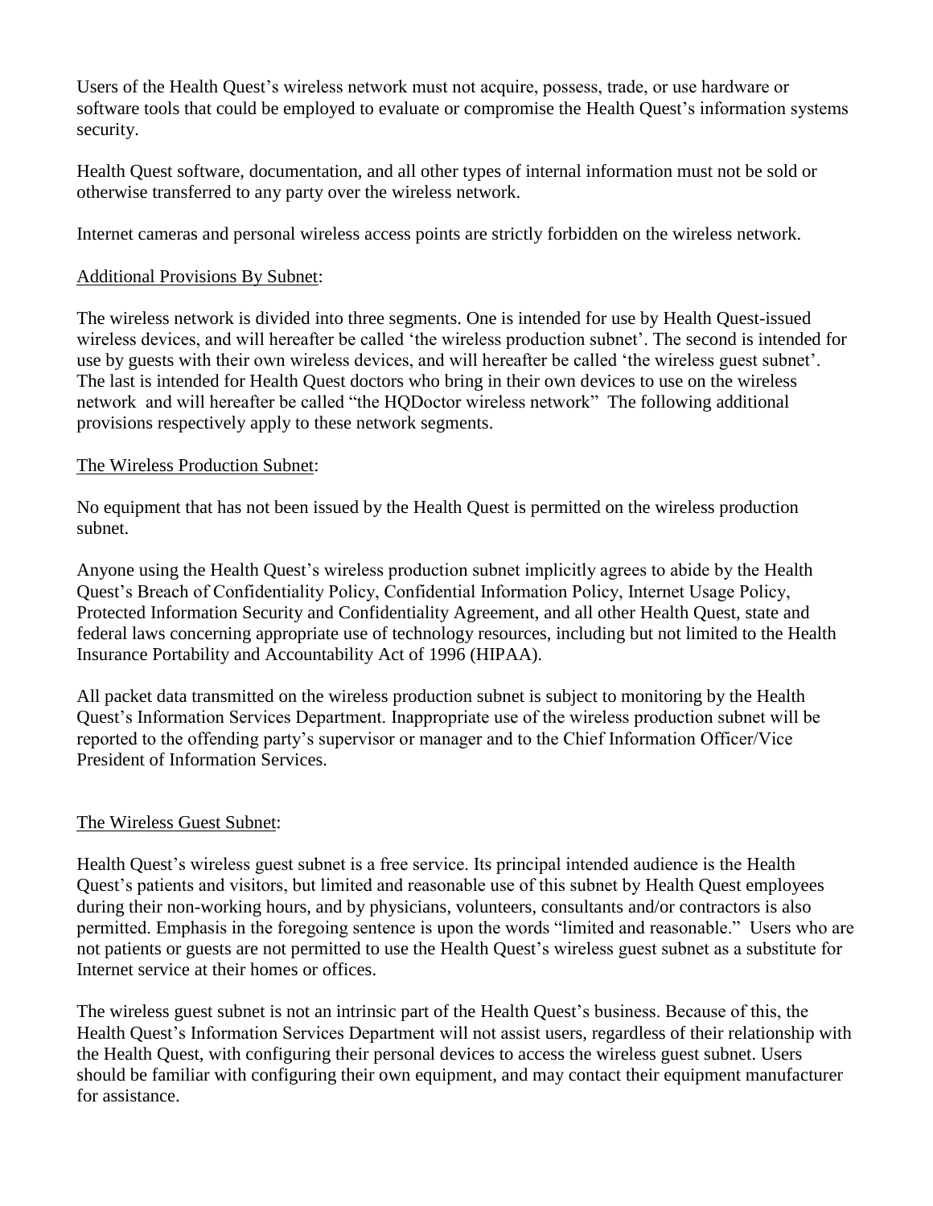Users of the Health Quest's wireless network must not acquire, possess, trade, or use hardware or software tools that could be employed to evaluate or compromise the Health Quest's information systems security.

Health Quest software, documentation, and all other types of internal information must not be sold or otherwise transferred to any party over the wireless network.

Internet cameras and personal wireless access points are strictly forbidden on the wireless network.

<u>Additional Provisions By Subnet</u>:

The wireless network is divided into three segments. One is intended for use by Health Quest-issued wireless devices, and will hereafter be called 'the wireless production subnet'. The second is intended for use by guests with their own wireless devices, and will hereafter be called 'the wireless guest subnet'. The last is intended for Health Quest doctors who bring in their own devices to use on the wireless network and will hereafter be called "the HQDoctor wireless network" The following additional provisions respectively apply to these network segments.

<u>The Wireless Production Subnet</u>:

No equipment that has not been issued by the Health Quest is permitted on the wireless production subnet.

Anyone using the Health Quest's wireless production subnet implicitly agrees to abide by the Health Quest's Breach of Confidentiality Policy, Confidential Information Policy, Internet Usage Policy, Protected Information Security and Confidentiality Agreement, and all other Health Quest, state and federal laws concerning appropriate use of technology resources, including but not limited to the Health Insurance Portability and Accountability Act of 1996 (HIPAA).

All packet data transmitted on the wireless production subnet is subject to monitoring by the Health Quest's Information Services Department. Inappropriate use of the wireless production subnet will be reported to the offending party's supervisor or manager and to the Chief Information Officer/Vice President of Information Services.

<u>The Wireless Guest Subnet</u>:

Health Quest's wireless guest subnet is a free service. Its principal intended audience is the Health Quest's patients and visitors, but limited and reasonable use of this subnet by Health Quest employees during their non-working hours, and by physicians, volunteers, consultants and/or contractors is also permitted. Emphasis in the foregoing sentence is upon the words "limited and reasonable." Users who are not patients or guests are not permitted to use the Health Quest's wireless guest subnet as a substitute for Internet service at their homes or offices.

The wireless guest subnet is not an intrinsic part of the Health Quest's business. Because of this, the Health Quest's Information Services Department will not assist users, regardless of their relationship with the Health Quest, with configuring their personal devices to access the wireless guest subnet. Users should be familiar with configuring their own equipment, and may contact their equipment manufacturer for assistance.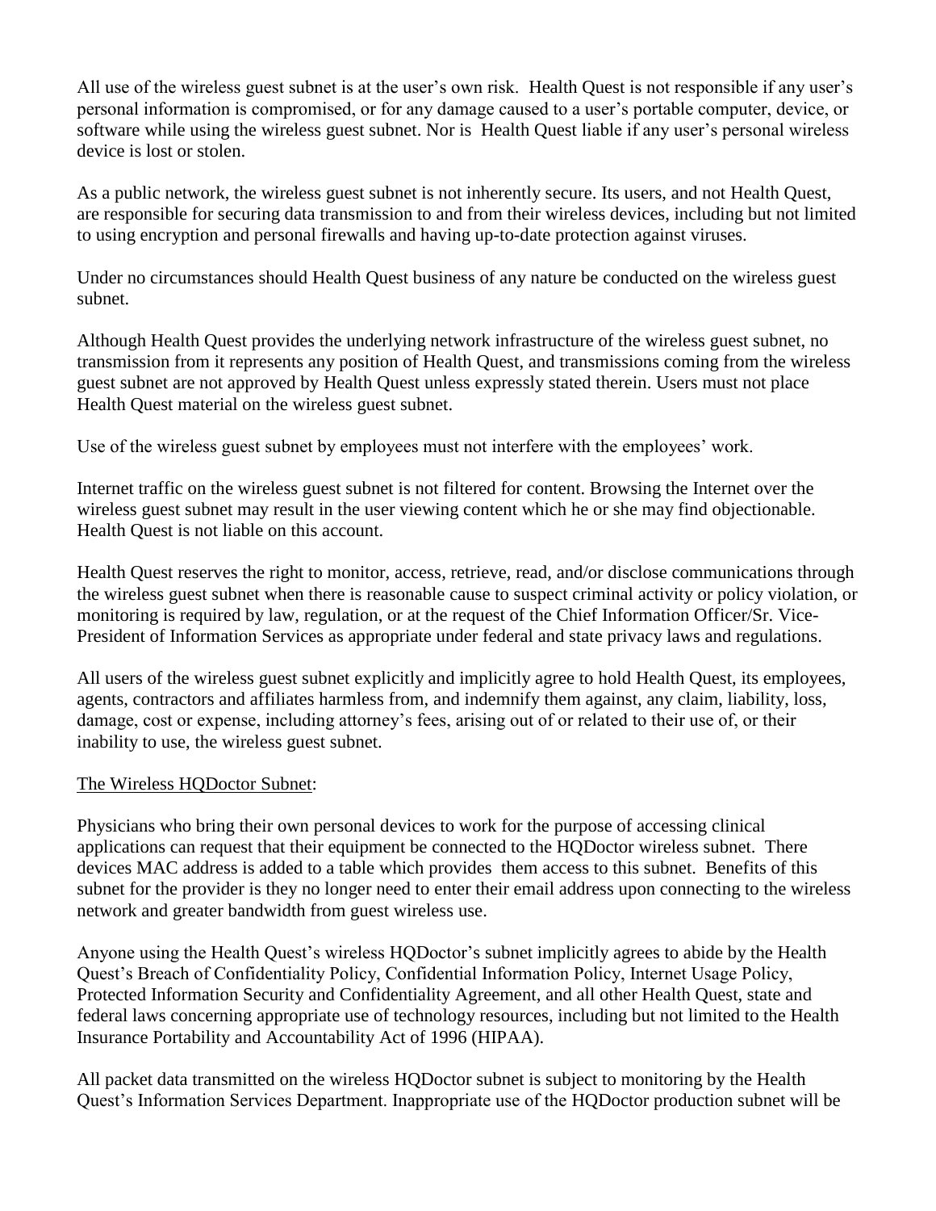All use of the wireless guest subnet is at the user's own risk. Health Quest is not responsible if any user's personal information is compromised, or for any damage caused to a user's portable computer, device, or software while using the wireless guest subnet. Nor is Health Quest liable if any user's personal wireless device is lost or stolen.

As a public network, the wireless guest subnet is not inherently secure. Its users, and not Health Quest, are responsible for securing data transmission to and from their wireless devices, including but not limited to using encryption and personal firewalls and having up-to-date protection against viruses.

Under no circumstances should Health Quest business of any nature be conducted on the wireless guest subnet.

Although Health Quest provides the underlying network infrastructure of the wireless guest subnet, no transmission from it represents any position of Health Quest, and transmissions coming from the wireless guest subnet are not approved by Health Quest unless expressly stated therein. Users must not place Health Quest material on the wireless guest subnet.

Use of the wireless guest subnet by employees must not interfere with the employees' work.

Internet traffic on the wireless guest subnet is not filtered for content. Browsing the Internet over the wireless guest subnet may result in the user viewing content which he or she may find objectionable. Health Quest is not liable on this account.

Health Quest reserves the right to monitor, access, retrieve, read, and/or disclose communications through the wireless guest subnet when there is reasonable cause to suspect criminal activity or policy violation, or monitoring is required by law, regulation, or at the request of the Chief Information Officer/Sr. Vice-President of Information Services as appropriate under federal and state privacy laws and regulations.

All users of the wireless guest subnet explicitly and implicitly agree to hold Health Quest, its employees, agents, contractors and affiliates harmless from, and indemnify them against, any claim, liability, loss, damage, cost or expense, including attorney's fees, arising out of or related to their use of, or their inability to use, the wireless guest subnet.

<u>The Wireless HQDoctor Subnet</u>:

Physicians who bring their own personal devices to work for the purpose of accessing clinical applications can request that their equipment be connected to the HQDoctor wireless subnet. There devices MAC address is added to a table which provides them access to this subnet. Benefits of this subnet for the provider is they no longer need to enter their email address upon connecting to the wireless network and greater bandwidth from guest wireless use.

Anyone using the Health Quest's wireless HQDoctor's subnet implicitly agrees to abide by the Health Quest's Breach of Confidentiality Policy, Confidential Information Policy, Internet Usage Policy, Protected Information Security and Confidentiality Agreement, and all other Health Quest, state and federal laws concerning appropriate use of technology resources, including but not limited to the Health Insurance Portability and Accountability Act of 1996 (HIPAA).

All packet data transmitted on the wireless HQDoctor subnet is subject to monitoring by the Health Quest's Information Services Department. Inappropriate use of the HQDoctor production subnet will be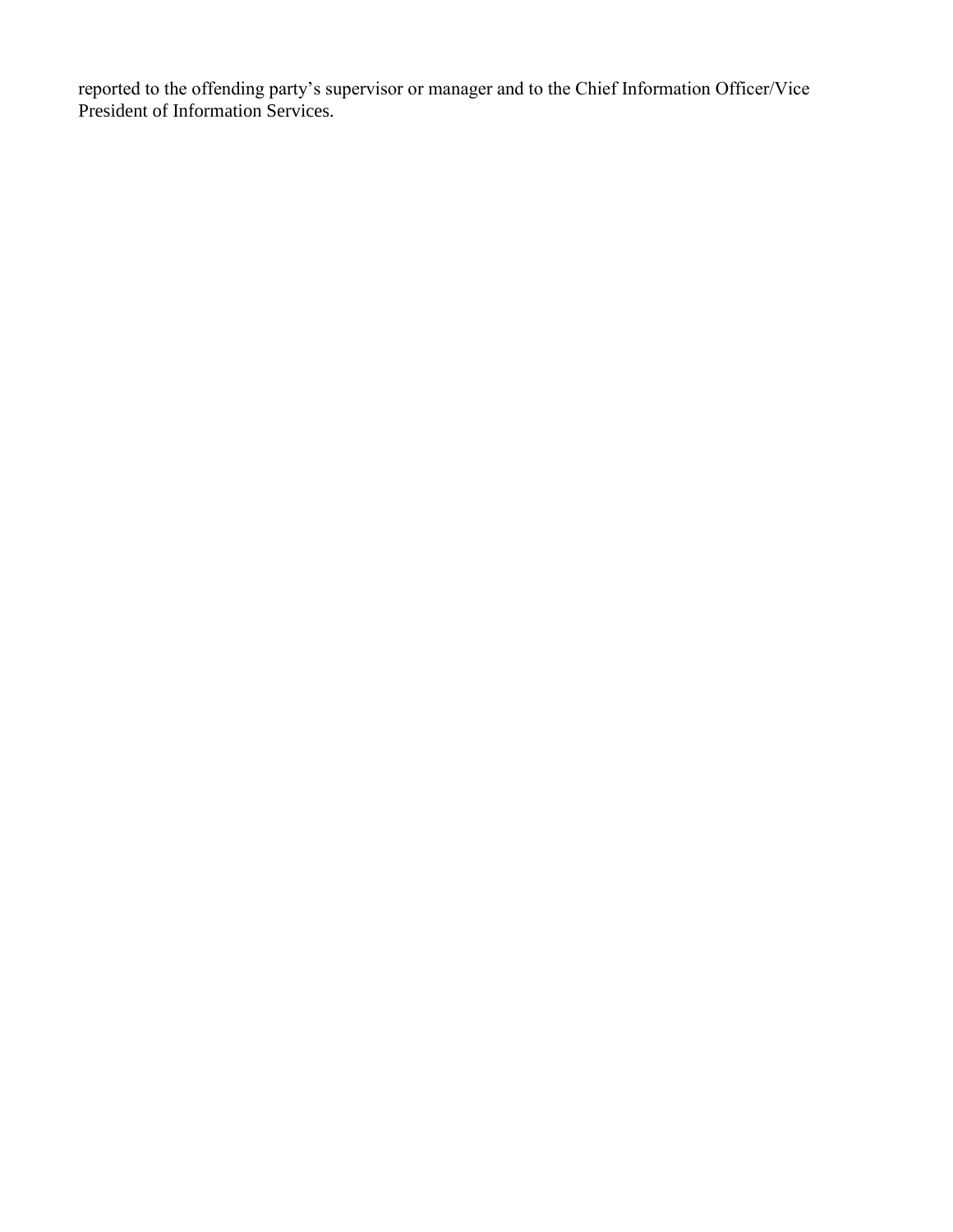reported to the offending party’s supervisor or manager and to the Chief Information Officer/Vice President of Information Services.